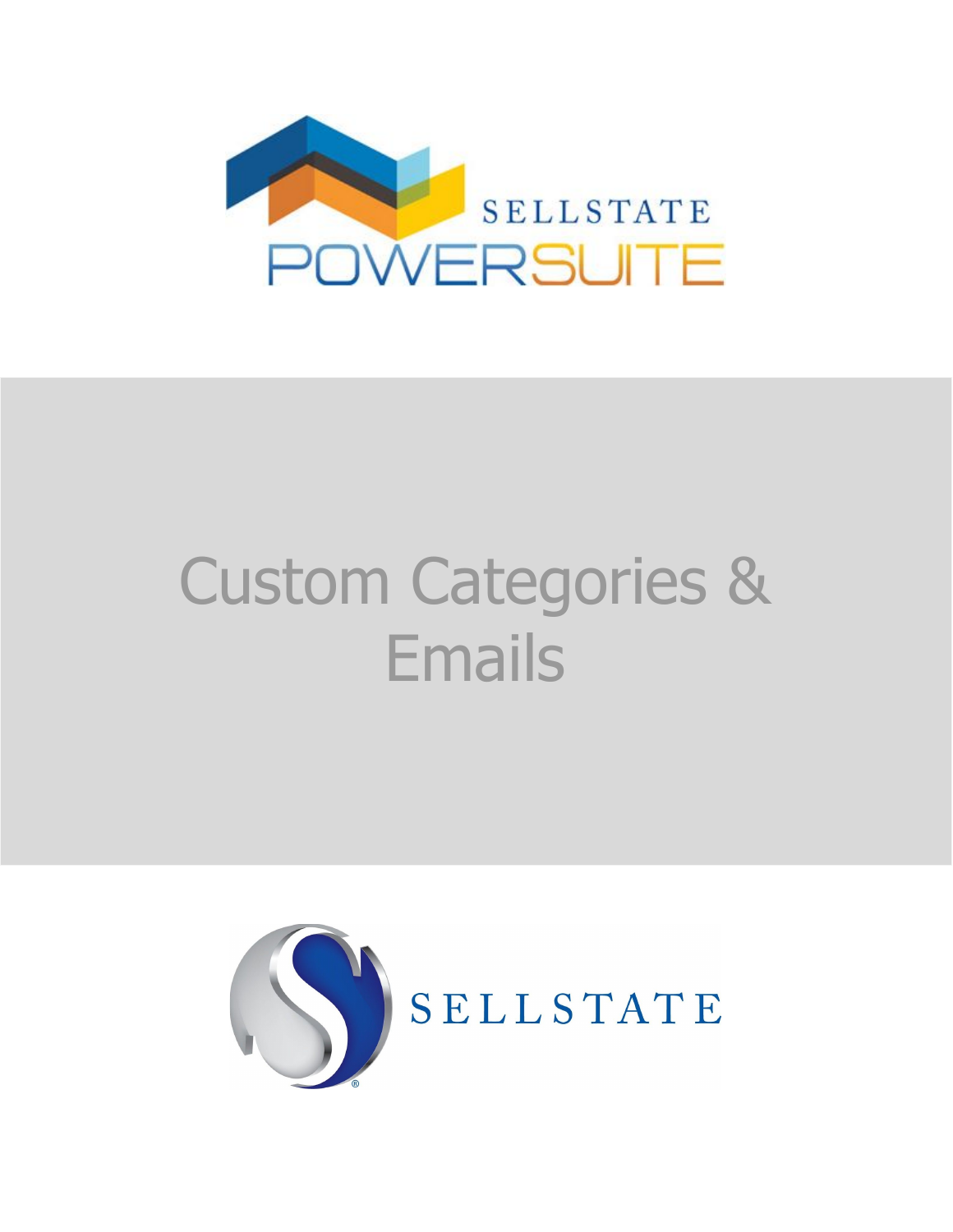SELLSTATE POWERSUITE

# Custom Categories & Emails

SELLSTATE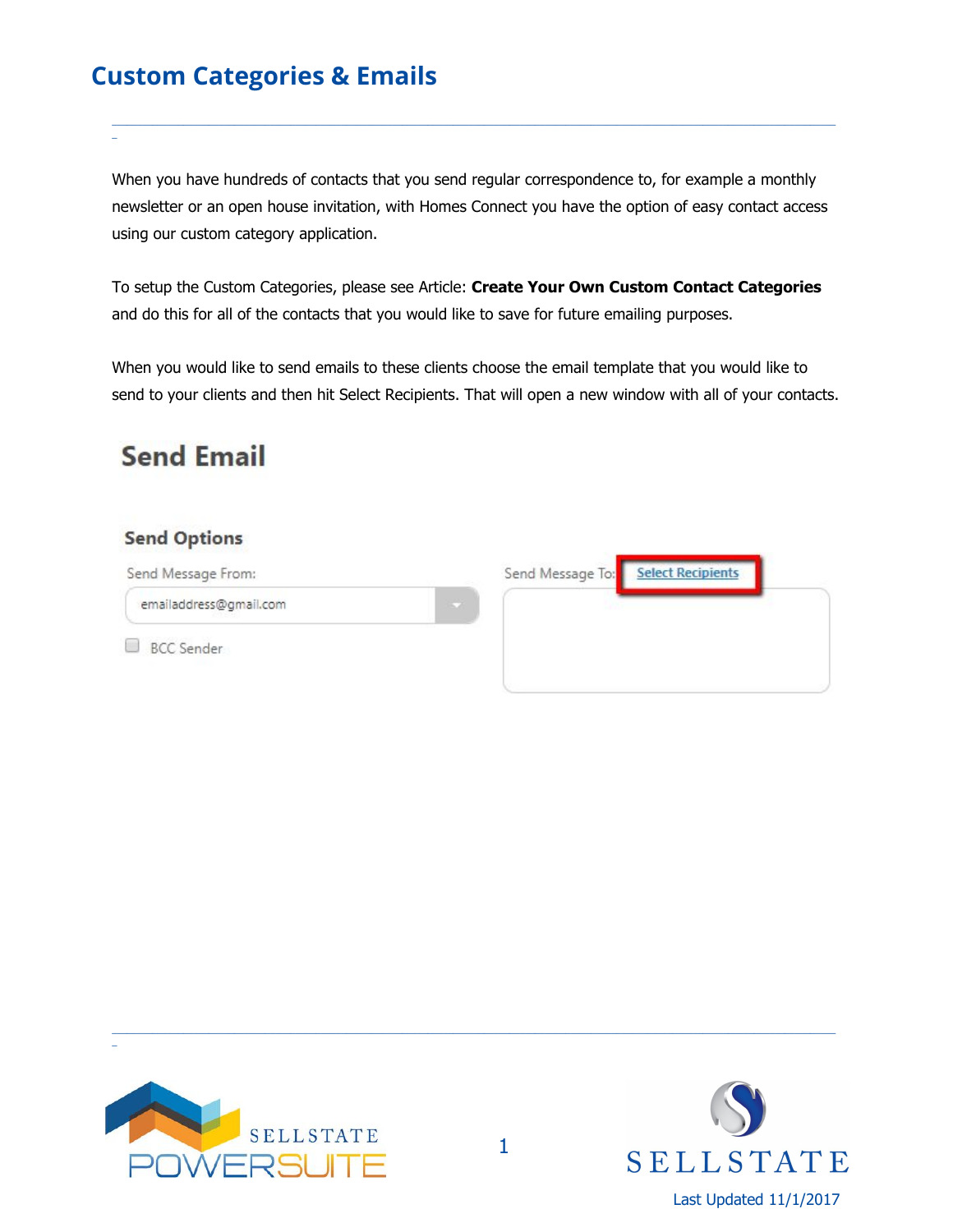# Custom Categories & Emails

When you have hundreds of contacts that you send regular correspondence to, for example a monthly newsletter or an open house invitation, with Homes Connect you have the option of easy contact access using our custom category application.

To setup the Custom Categories, please see Article: **Create Your Own Custom Contact Categories** and do this for all of the contacts that you would like to save for future emailing purposes.

When you would like to send emails to these clients choose the email template that you would like to send to your clients and then hit Select Recipients. That will open a new window with all of your contacts.

Send Email

Send Options

Send Message From:

emailaddress@gmail.com

BCC Sender

Send Message To: Select Recipients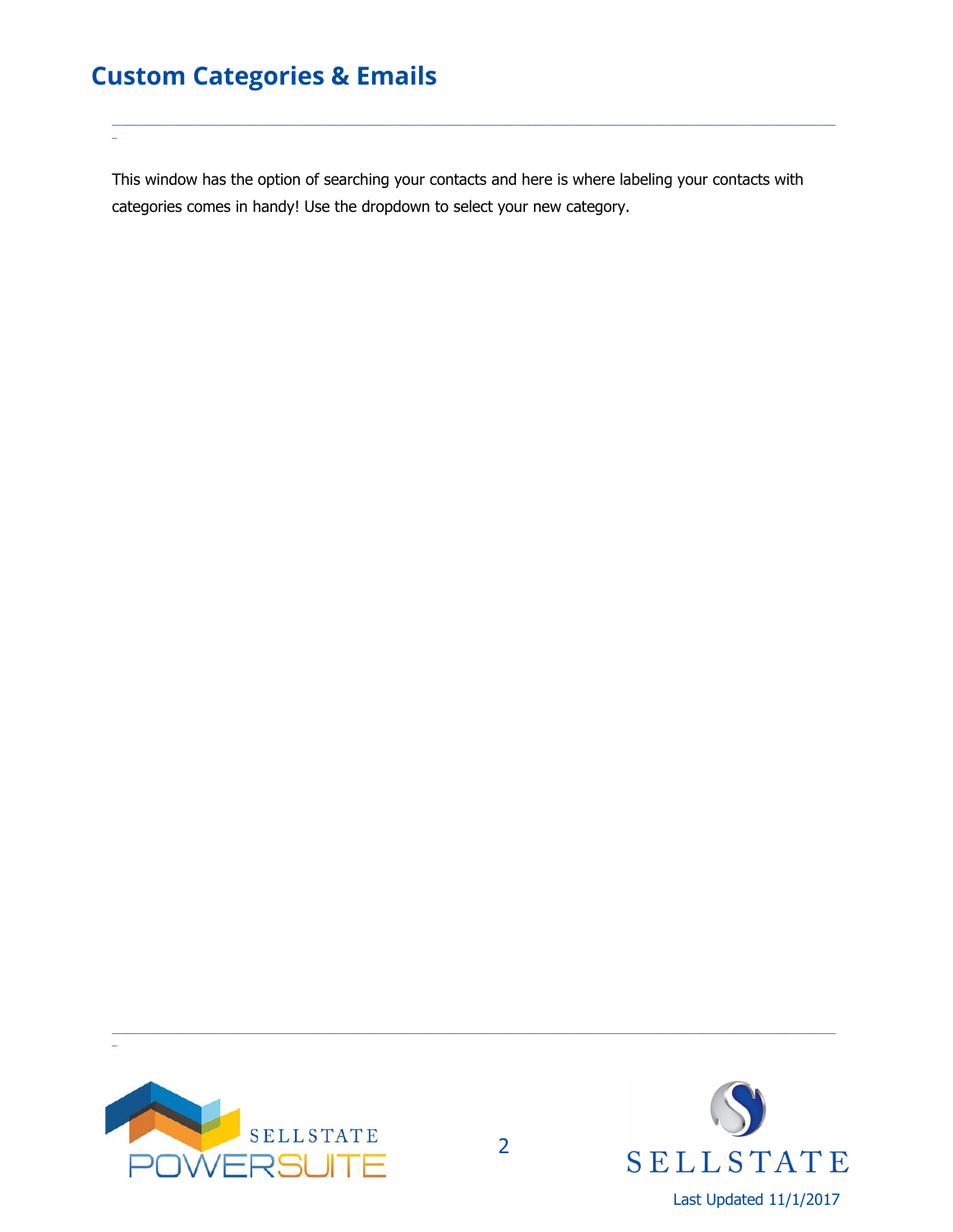## Custom Categories & Emails

This window has the option of searching your contacts and here is where labeling your contacts with categories comes in handy! Use the dropdown to select your new category.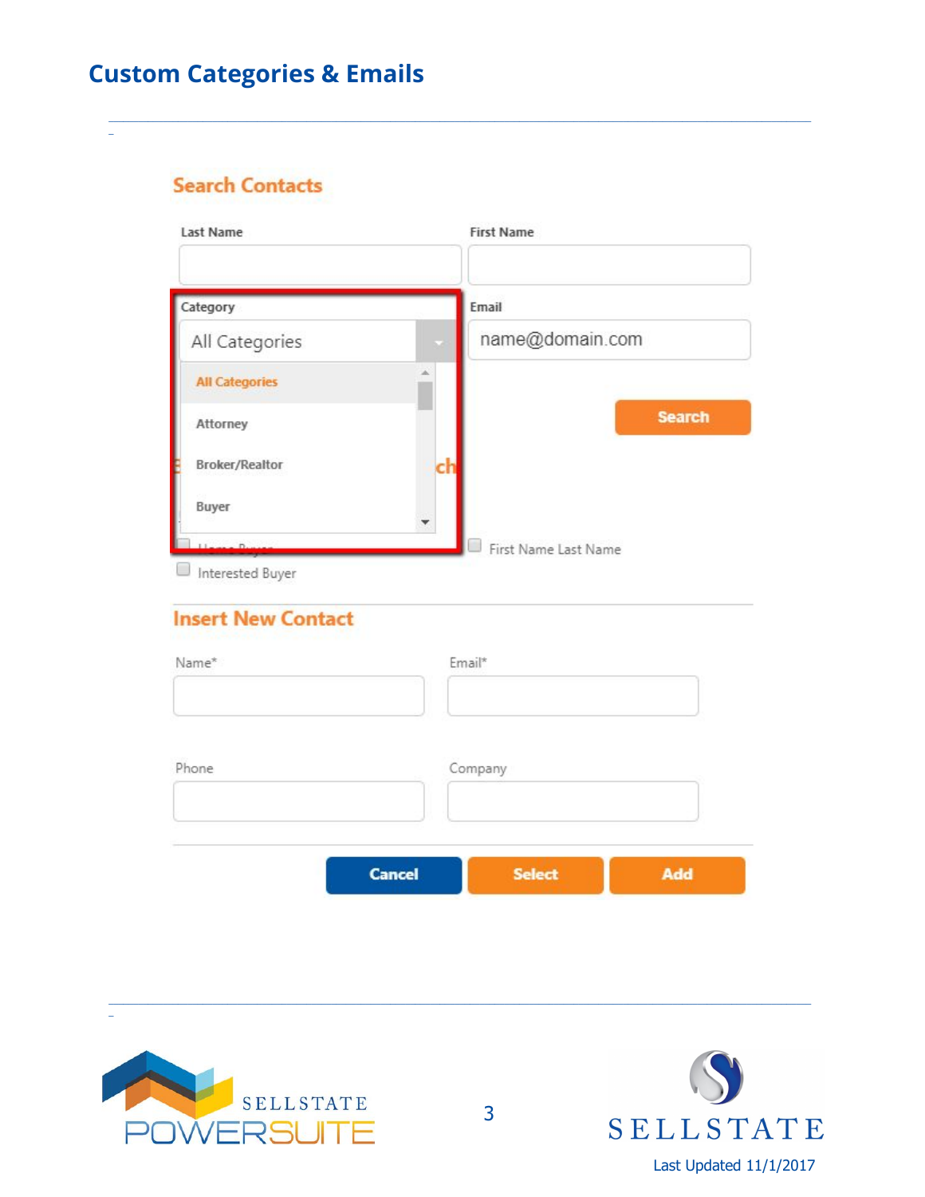# Custom Categories & Emails

## Search Contacts

Last Name

First Name

Category

All Categories

- All Categories
- Attorney
- Broker/Realtor
- Buyer

Email

name@domain.com

Search

First Name Last Name

Interested Buyer

## Insert New Contact

Name*

Email*

Phone

Company

Cancel | Select | Add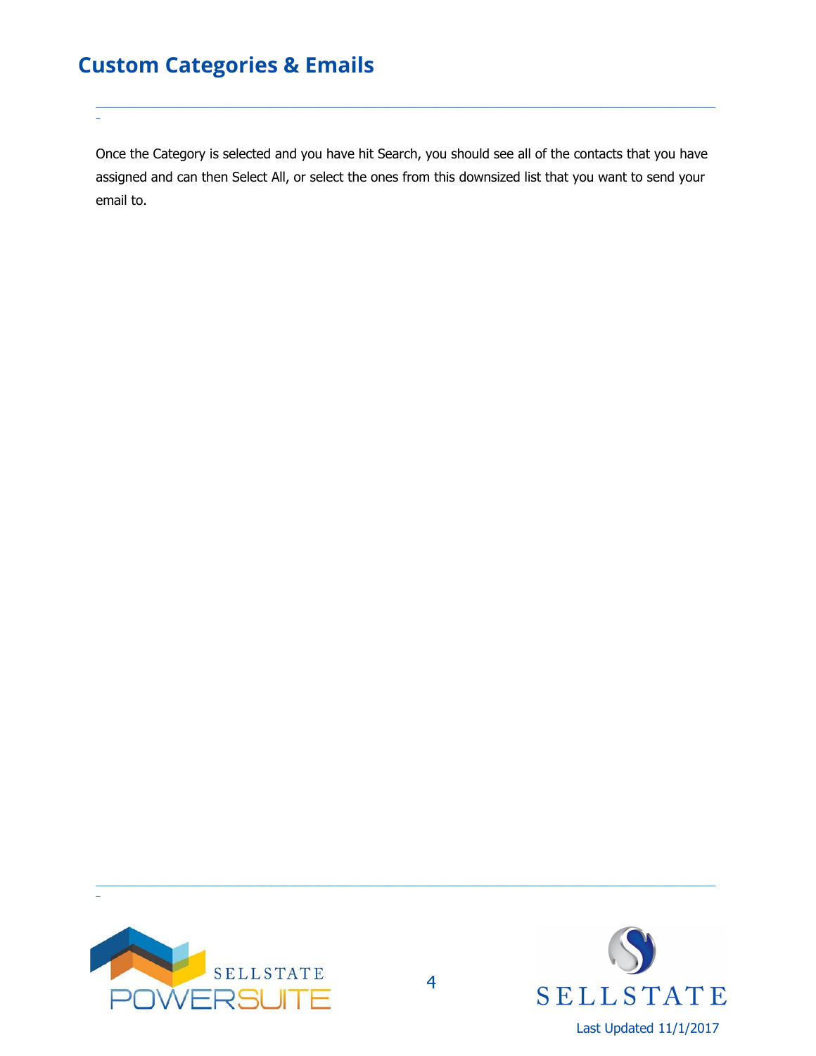Once the Category is selected and you have hit Search, you should see all of the contacts that you have assigned and can then Select All, or select the ones from this downsized list that you want to send your email to.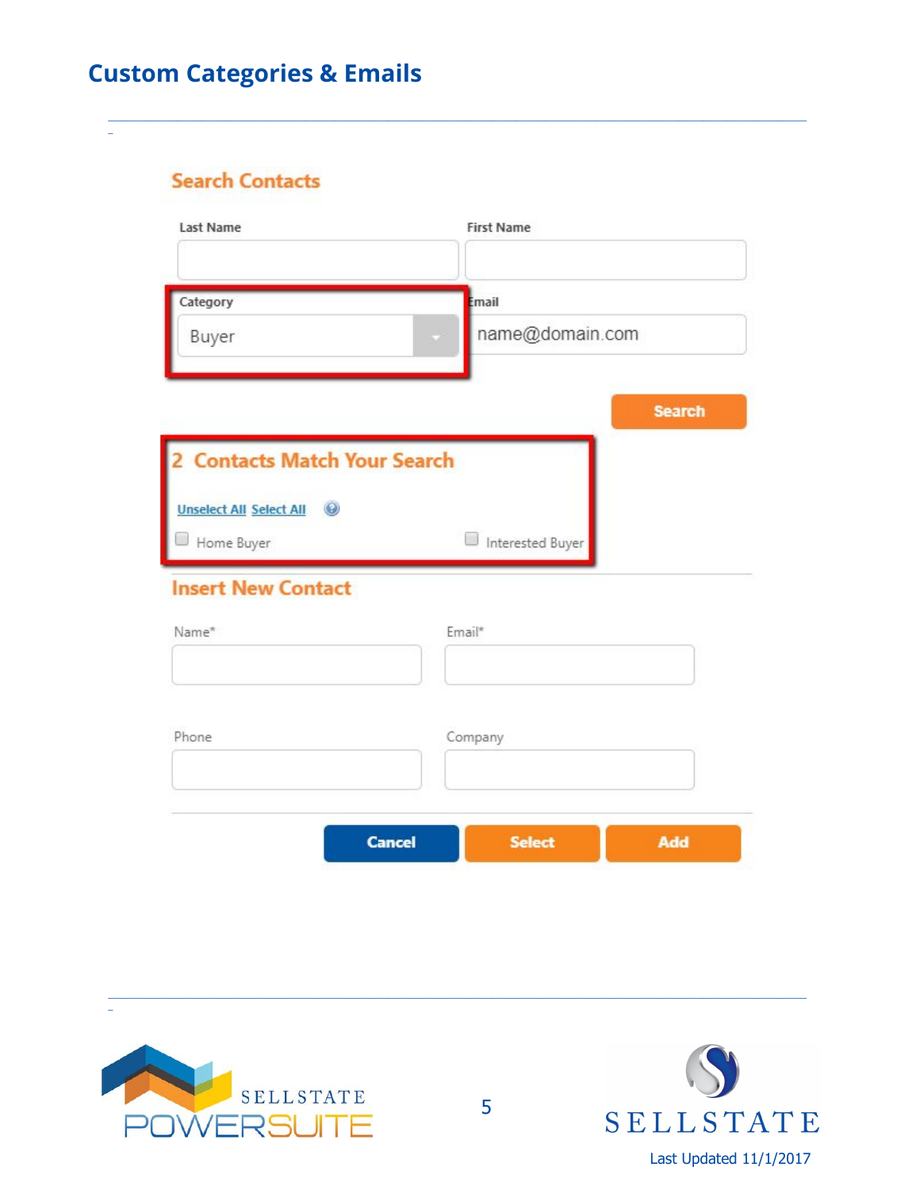## Custom Categories & Emails

### Search Contacts

Last Name

First Name

Category

Buyer

Email

name@domain.com

Search

### 2 Contacts Match Your Search

Unselect All Select All

- [ ] Home Buyer
- [ ] Interested Buyer

### Insert New Contact

Name*

Email*

Phone

Company

Cancel Select Add

Last Updated 11/1/2017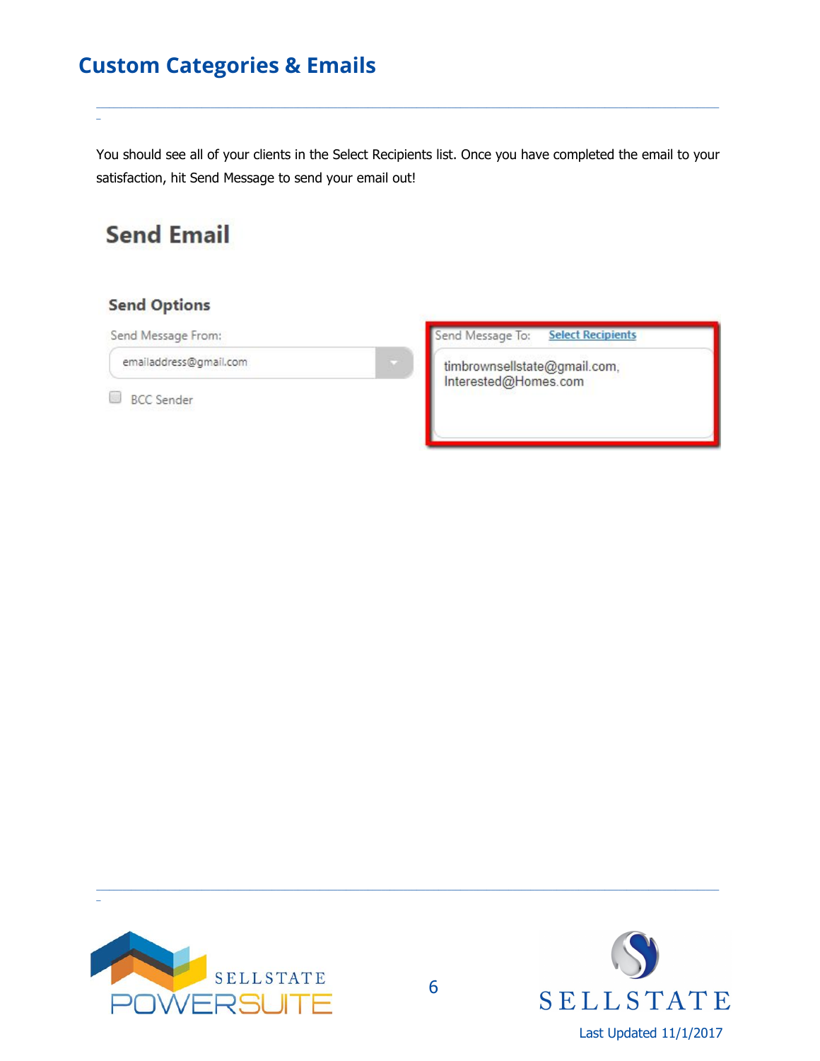## Custom Categories & Emails

You should see all of your clients in the Select Recipients list. Once you have completed the email to your satisfaction, hit Send Message to send your email out!

Send Email

Send Options

Send Message From:

emailaddress@gmail.com

BCC Sender

Send Message To: Select Recipients

timbrownsellstate@gmail.com,
Interested@Homes.com